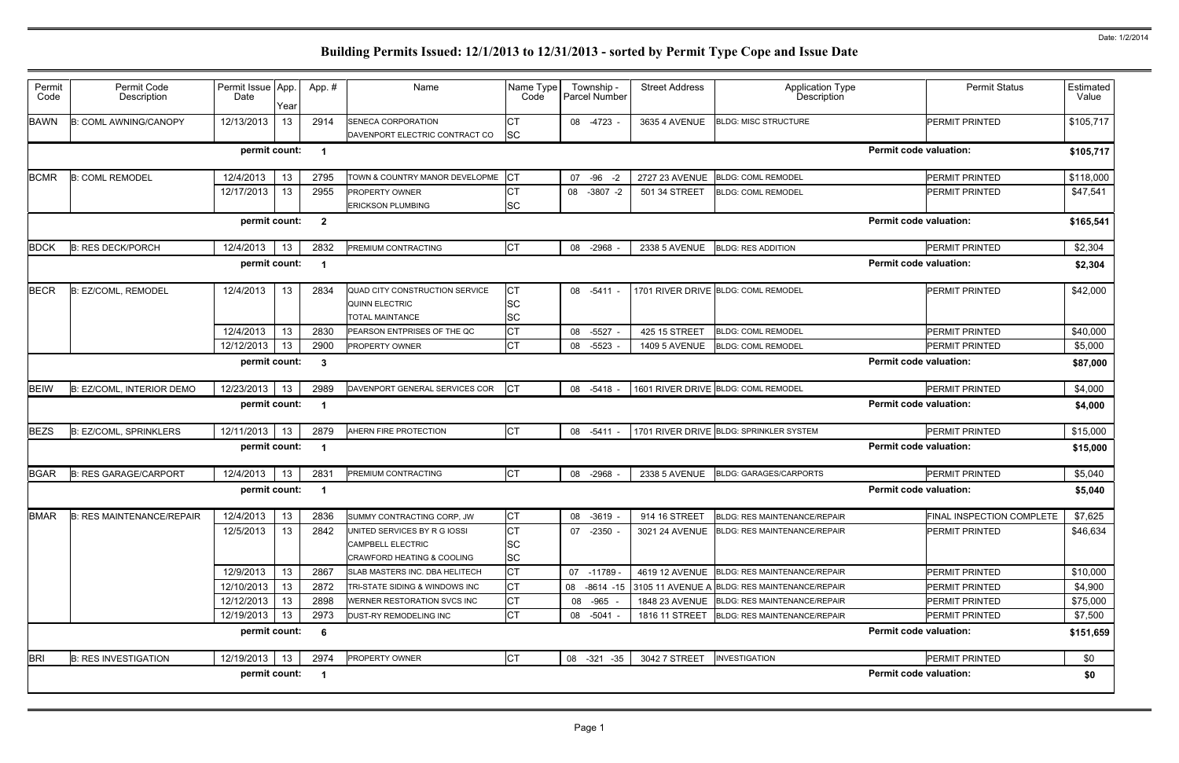Date: 1/2/2014

# Building Permits Issued: 12/1/2013 to 12/31/2013 - sorted by Permit Type Cope and Issue Date

| Permit Code | Permit Code Description | Permit Issue Date | App. Year | App. # | Name | Name Type Code | Township - Parcel Number | Street Address | Application Type Description | Permit Status | Estimated Value |
|---|---|---|---|---|---|---|---|---|---|---|---|
| BAWN | B: COML AWNING/CANOPY | 12/13/2013 | 13 | 2914 | SENECA CORPORATION | CT | 08 -4723 - | 3635 4 AVENUE | BLDG: MISC STRUCTURE | PERMIT PRINTED | $105,717 |
| | | | | | DAVENPORT ELECTRIC CONTRACT CO | SC | | | | | |
| | | permit count: | | 1 | | | | | | Permit code valuation: | $105,717 |
| BCMR | B: COML REMODEL | 12/4/2013 | 13 | 2795 | TOWN & COUNTRY MANOR DEVELOPME | CT | 07 -96 -2 | 2727 23 AVENUE | BLDG: COML REMODEL | PERMIT PRINTED | $118,000 |
| | | 12/17/2013 | 13 | 2955 | PROPERTY OWNER | CT | 08 -3807 -2 | 501 34 STREET | BLDG: COML REMODEL | PERMIT PRINTED | $47,541 |
| | | | | | ERICKSON PLUMBING | SC | | | | | |
| | | permit count: | | 2 | | | | | | Permit code valuation: | $165,541 |
| BDCK | B: RES DECK/PORCH | 12/4/2013 | 13 | 2832 | PREMIUM CONTRACTING | CT | 08 -2968 - | 2338 5 AVENUE | BLDG: RES ADDITION | PERMIT PRINTED | $2,304 |
| | | permit count: | | 1 | | | | | | Permit code valuation: | $2,304 |
| BECR | B: EZ/COML, REMODEL | 12/4/2013 | 13 | 2834 | QUAD CITY CONSTRUCTION SERVICE | CT | 08 -5411 - | 1701 RIVER DRIVE | BLDG: COML REMODEL | PERMIT PRINTED | $42,000 |
| | | | | | QUINN ELECTRIC | SC | | | | | |
| | | | | | TOTAL MAINTANCE | SC | | | | | |
| | | 12/4/2013 | 13 | 2830 | PEARSON ENTPRISES OF THE QC | CT | 08 -5527 - | 425 15 STREET | BLDG: COML REMODEL | PERMIT PRINTED | $40,000 |
| | | 12/12/2013 | 13 | 2900 | PROPERTY OWNER | CT | 08 -5523 - | 1409 5 AVENUE | BLDG: COML REMODEL | PERMIT PRINTED | $5,000 |
| | | permit count: | | 3 | | | | | | Permit code valuation: | $87,000 |
| BEIW | B: EZ/COML, INTERIOR DEMO | 12/23/2013 | 13 | 2989 | DAVENPORT GENERAL SERVICES COR | CT | 08 -5418 - | 1601 RIVER DRIVE | BLDG: COML REMODEL | PERMIT PRINTED | $4,000 |
| | | permit count: | | 1 | | | | | | Permit code valuation: | $4,000 |
| BEZS | B: EZ/COML, SPRINKLERS | 12/11/2013 | 13 | 2879 | AHERN FIRE PROTECTION | CT | 08 -5411 - | 1701 RIVER DRIVE | BLDG: SPRINKLER SYSTEM | PERMIT PRINTED | $15,000 |
| | | permit count: | | 1 | | | | | | Permit code valuation: | $15,000 |
| BGAR | B: RES GARAGE/CARPORT | 12/4/2013 | 13 | 2831 | PREMIUM CONTRACTING | CT | 08 -2968 - | 2338 5 AVENUE | BLDG: GARAGES/CARPORTS | PERMIT PRINTED | $5,040 |
| | | permit count: | | 1 | | | | | | Permit code valuation: | $5,040 |
| BMAR | B: RES MAINTENANCE/REPAIR | 12/4/2013 | 13 | 2836 | SUMMY CONTRACTING CORP, JW | CT | 08 -3619 - | 914 16 STREET | BLDG: RES MAINTENANCE/REPAIR | FINAL INSPECTION COMPLETE | $7,625 |
| | | 12/5/2013 | 13 | 2842 | UNITED SERVICES BY R G IOSSI | CT | 07 -2350 - | 3021 24 AVENUE | BLDG: RES MAINTENANCE/REPAIR | PERMIT PRINTED | $46,634 |
| | | | | | CAMPBELL ELECTRIC | SC | | | | | |
| | | | | | CRAWFORD HEATING & COOLING | SC | | | | | |
| | | 12/9/2013 | 13 | 2867 | SLAB MASTERS INC. DBA HELITECH | CT | 07 -11789 - | 4619 12 AVENUE | BLDG: RES MAINTENANCE/REPAIR | PERMIT PRINTED | $10,000 |
| | | 12/10/2013 | 13 | 2872 | TRI-STATE SIDING & WINDOWS INC | CT | 08 -8614 -15 | 3105 11 AVENUE A | BLDG: RES MAINTENANCE/REPAIR | PERMIT PRINTED | $4,900 |
| | | 12/12/2013 | 13 | 2898 | WERNER RESTORATION SVCS INC | CT | 08 -965 - | 1848 23 AVENUE | BLDG: RES MAINTENANCE/REPAIR | PERMIT PRINTED | $75,000 |
| | | 12/19/2013 | 13 | 2973 | DUST-RY REMODELING INC | CT | 08 -5041 - | 1816 11 STREET | BLDG: RES MAINTENANCE/REPAIR | PERMIT PRINTED | $7,500 |
| | | permit count: | | 6 | | | | | | Permit code valuation: | $151,659 |
| BRI | B: RES INVESTIGATION | 12/19/2013 | 13 | 2974 | PROPERTY OWNER | CT | 08 -321 -35 | 3042 7 STREET | INVESTIGATION | PERMIT PRINTED | $0 |
| | | permit count: | | 1 | | | | | | Permit code valuation: | $0 |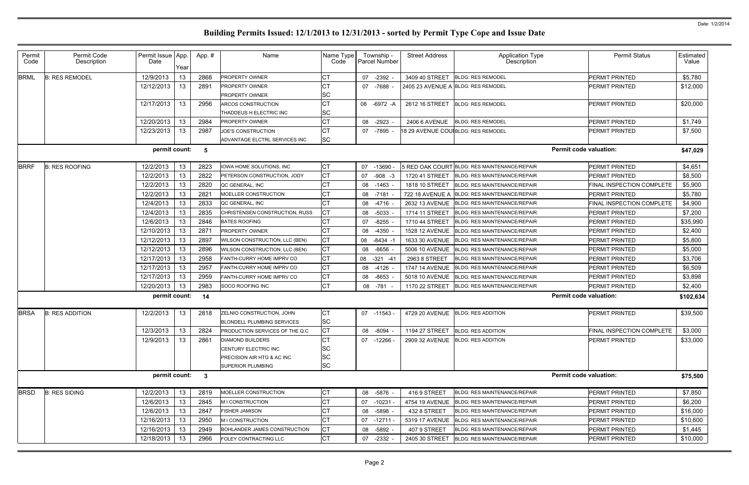# Building Permits Issued: 12/1/2013 to 12/31/2013 - sorted by Permit Type Cope and Issue Date

| Permit Code | Permit Code Description | Permit Issue Date | App. Year | App. # | Name | Name Type Code | Township - Parcel Number | Street Address | Application Type Description | Permit Status | Estimated Value |
|---|---|---|---|---|---|---|---|---|---|---|---|
| BRML | B: RES REMODEL | 12/9/2013 | 13 | 2868 | PROPERTY OWNER | CT | 07 -2392 - | 3409 40 STREET | BLDG: RES REMODEL | PERMIT PRINTED | $5,780 |
| | | 12/12/2013 | 13 | 2891 | PROPERTY OWNER | CT | 07 -7688 - | 2405 23 AVENUE A | BLDG: RES REMODEL | PERMIT PRINTED | $12,000 |
| | | | | | PROPERTY OWNER | SC | | | | | |
| | | 12/17/2013 | 13 | 2956 | ARCOS CONSTRUCTION | CT | 08 -6972 -A | 2612 16 STREET | BLDG: RES REMODEL | PERMIT PRINTED | $20,000 |
| | | | | | THADDEUS H ELECTRIC INC | SC | | | | | |
| | | 12/20/2013 | 13 | 2984 | PROPERTY OWNER | CT | 08 -2923 - | 2406 6 AVENUE | BLDG: RES REMODEL | PERMIT PRINTED | $1,749 |
| | | 12/23/2013 | 13 | 2987 | JOE'S CONSTRUCTION | CT | 07 -7895 - | 18 29 AVENUE COU | BLDG: RES REMODEL | PERMIT PRINTED | $7,500 |
| | | | | | ADVANTAGE ELCTRL SERVICES INC | SC | | | | | |
| | | **permit count:** | | **5** | | | | | | **Permit code valuation:** | **$47,029** |
| BRRF | B: RES ROOFING | 12/2/2013 | 13 | 2823 | IOWA HOME SOLUTIONS, INC | CT | 07 -13690 - | 5 RED OAK COURT | BLDG: RES MAINTENANCE/REPAIR | PERMIT PRINTED | $4,651 |
| | | 12/2/2013 | 13 | 2822 | PETERSON CONSTRUCTION, JODY | CT | 07 -908 -3 | 1720 41 STREET | BLDG: RES MAINTENANCE/REPAIR | PERMIT PRINTED | $8,500 |
| | | 12/2/2013 | 13 | 2820 | QC GENERAL, INC | CT | 08 -1463 - | 1818 10 STREET | BLDG: RES MAINTENANCE/REPAIR | FINAL INSPECTION COMPLETE | $5,900 |
| | | 12/2/2013 | 13 | 2821 | MOELLER CONSTRUCTION | CT | 08 -7181 - | 722 18 AVENUE A | BLDG: RES MAINTENANCE/REPAIR | PERMIT PRINTED | $5,780 |
| | | 12/4/2013 | 13 | 2833 | QC GENERAL, INC | CT | 08 -4716 - | 2632 13 AVENUE | BLDG: RES MAINTENANCE/REPAIR | FINAL INSPECTION COMPLETE | $4,900 |
| | | 12/4/2013 | 13 | 2835 | CHRISTENSEN CONSTRUCTION, RUSS | CT | 08 -5033 - | 1714 11 STREET | BLDG: RES MAINTENANCE/REPAIR | PERMIT PRINTED | $7,200 |
| | | 12/6/2013 | 13 | 2846 | BATES ROOFING | CT | 07 -8255 - | 1710 44 STREET | BLDG: RES MAINTENANCE/REPAIR | PERMIT PRINTED | $35,990 |
| | | 12/10/2013 | 13 | 2871 | PROPERTY OWNER | CT | 08 -4350 - | 1528 12 AVENUE | BLDG: RES MAINTENANCE/REPAIR | PERMIT PRINTED | $2,400 |
| | | 12/12/2013 | 13 | 2897 | WILSON CONSTRUCTION, LLC (BEN) | CT | 08 -8434 -1 | 1633 30 AVENUE | BLDG: RES MAINTENANCE/REPAIR | PERMIT PRINTED | $5,800 |
| | | 12/12/2013 | 13 | 2896 | WILSON CONSTRUCTION, LLC (BEN) | CT | 08 -8656 - | 5006 10 AVENUE | BLDG: RES MAINTENANCE/REPAIR | PERMIT PRINTED | $5,000 |
| | | 12/17/2013 | 13 | 2958 | FANTH-CURRY HOME IMPRV CO | CT | 08 -321 -41 | 2963 8 STREET | BLDG: RES MAINTENANCE/REPAIR | PERMIT PRINTED | $3,706 |
| | | 12/17/2013 | 13 | 2957 | FANTH-CURRY HOME IMPRV CO | CT | 08 -4126 - | 1747 14 AVENUE | BLDG: RES MAINTENANCE/REPAIR | PERMIT PRINTED | $6,509 |
| | | 12/17/2013 | 13 | 2959 | FANTH-CURRY HOME IMPRV CO | CT | 08 -8653 - | 5018 10 AVENUE | BLDG: RES MAINTENANCE/REPAIR | PERMIT PRINTED | $3,898 |
| | | 12/20/2013 | 13 | 2983 | SOCO ROOFING INC | CT | 08 -781 - | 1170 22 STREET | BLDG: RES MAINTENANCE/REPAIR | PERMIT PRINTED | $2,400 |
| | | **permit count:** | | **14** | | | | | | **Permit code valuation:** | **$102,634** |
| BRSA | B: RES ADDITION | 12/2/2013 | 13 | 2818 | ZELNIO CONSTRUCTION, JOHN | CT | 07 -11543 - | 4729 20 AVENUE | BLDG: RES ADDITION | PERMIT PRINTED | $39,500 |
| | | | | | BLONDELL PLUMBING SERVICES | SC | | | | | |
| | | 12/3/2013 | 13 | 2824 | PRODUCTION SERVICES OF THE Q.C | CT | 08 -8094 - | 1194 27 STREET | BLDG: RES ADDITION | FINAL INSPECTION COMPLETE | $3,000 |
| | | 12/9/2013 | 13 | 2861 | DIAMOND BUILDERS | CT | 07 -12266 - | 2909 32 AVENUE | BLDG: RES ADDITION | PERMIT PRINTED | $33,000 |
| | | | | | CENTURY ELECTRIC INC | SC | | | | | |
| | | | | | PRECISION AIR HTG & AC INC | SC | | | | | |
| | | | | | SUPERIOR PLUMBING | SC | | | | | |
| | | **permit count:** | | **3** | | | | | | **Permit code valuation:** | **$75,500** |
| BRSD | B: RES SIDING | 12/2/2013 | 13 | 2819 | MOELLER CONSTRUCTION | CT | 08 -5876 - | 416 9 STREET | BLDG: RES MAINTENANCE/REPAIR | PERMIT PRINTED | $7,850 |
| | | 12/6/2013 | 13 | 2845 | M I CONSTRUCTION | CT | 07 -10231 - | 4754 19 AVENUE | BLDG: RES MAINTENANCE/REPAIR | PERMIT PRINTED | $6,200 |
| | | 12/6/2013 | 13 | 2847 | FISHER JAMISON | CT | 08 -5898 - | 432 8 STREET | BLDG: RES MAINTENANCE/REPAIR | PERMIT PRINTED | $16,000 |
| | | 12/16/2013 | 13 | 2950 | M I CONSTRUCTION | CT | 07 -12711 - | 5319 17 AVENUE | BLDG: RES MAINTENANCE/REPAIR | PERMIT PRINTED | $10,600 |
| | | 12/16/2013 | 13 | 2949 | BOHLANDER JAMES CONSTRUCTION | CT | 08 -5892 - | 407 9 STREET | BLDG: RES MAINTENANCE/REPAIR | PERMIT PRINTED | $1,445 |
| | | 12/18/2013 | 13 | 2966 | FOLEY CONTRACTING LLC | CT | 07 -2332 - | 2405 30 STREET | BLDG: RES MAINTENANCE/REPAIR | PERMIT PRINTED | $10,000 |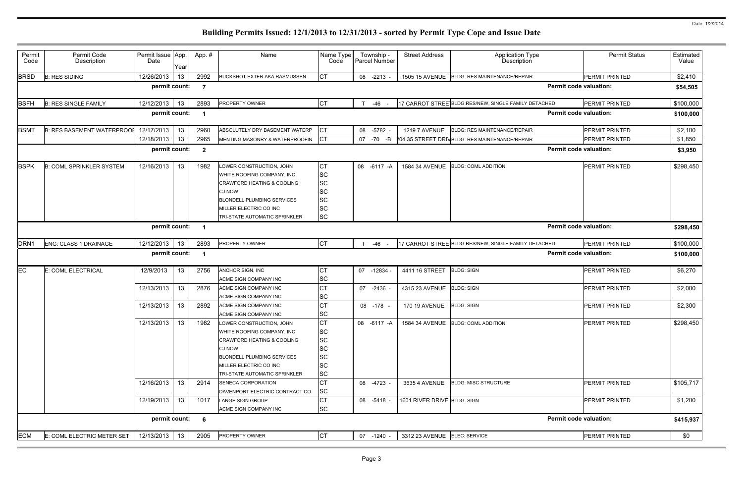# Building Permits Issued: 12/1/2013 to 12/31/2013 - sorted by Permit Type Cope and Issue Date

Date: 1/2/2014

| Permit Code | Permit Code Description | Permit Issue Date | App. Year | App. # | Name | Name Type Code | Township - Parcel Number | Street Address | Application Type Description | Permit Status | Estimated Value |
|---|---|---|---|---|---|---|---|---|---|---|---|
| BRSD | B: RES SIDING | 12/26/2013 | 13 | 2992 | BUCKSHOT EXTER AKA RASMUSSEN | CT | 08 -2213 - | 1505 15 AVENUE | BLDG: RES MAINTENANCE/REPAIR | PERMIT PRINTED | $2,410 |
| | | permit count: | | 7 | | | | | | Permit code valuation: | $54,505 |
| BSFH | B: RES SINGLE FAMILY | 12/12/2013 | 13 | 2893 | PROPERTY OWNER | CT | T -46 - | 17 CARROT STREET | BLDG:RES/NEW, SINGLE FAMILY DETACHED | PERMIT PRINTED | $100,000 |
| | | permit count: | | 1 | | | | | | Permit code valuation: | $100,000 |
| BSMT | B: RES BASEMENT WATERPROOF | 12/17/2013 | 13 | 2960 | ABSOLUTELY DRY BASEMENT WATERP | CT | 08 -5782 - | 1219 7 AVENUE | BLDG: RES MAINTENANCE/REPAIR | PERMIT PRINTED | $2,100 |
| | | 12/18/2013 | 13 | 2965 | MENTING MASONRY & WATERPROOFIN | CT | 07 -70 -B | 204 35 STREET DRIVE | BLDG: RES MAINTENANCE/REPAIR | PERMIT PRINTED | $1,850 |
| | | permit count: | | 2 | | | | | | Permit code valuation: | $3,950 |
| BSPK | B: COML SPRINKLER SYSTEM | 12/16/2013 | 13 | 1982 | LOWER CONSTRUCTION, JOHN | CT | 08 -6117 -A | 1584 34 AVENUE | BLDG: COML ADDITION | PERMIT PRINTED | $298,450 |
| | | | | | WHITE ROOFING COMPANY, INC | SC | | | | | |
| | | | | | CRAWFORD HEATING & COOLING | SC | | | | | |
| | | | | | CJ NOW | SC | | | | | |
| | | | | | BLONDELL PLUMBING SERVICES | SC | | | | | |
| | | | | | MILLER ELECTRIC CO INC | SC | | | | | |
| | | | | | TRI-STATE AUTOMATIC SPRINKLER | SC | | | | | |
| | | permit count: | | 1 | | | | | | Permit code valuation: | $298,450 |
| DRN1 | ENG: CLASS 1 DRAINAGE | 12/12/2013 | 13 | 2893 | PROPERTY OWNER | CT | T -46 - | 17 CARROT STREET | BLDG:RES/NEW, SINGLE FAMILY DETACHED | PERMIT PRINTED | $100,000 |
| | | permit count: | | 1 | | | | | | Permit code valuation: | $100,000 |
| EC | E: COML ELECTRICAL | 12/9/2013 | 13 | 2756 | ANCHOR SIGN, INC | CT | 07 -12834 - | 4411 16 STREET | BLDG: SIGN | PERMIT PRINTED | $6,270 |
| | | | | | ACME SIGN COMPANY INC | SC | | | | | |
| | | 12/13/2013 | 13 | 2876 | ACME SIGN COMPANY INC | CT | 07 -2436 - | 4315 23 AVENUE | BLDG: SIGN | PERMIT PRINTED | $2,000 |
| | | | | | ACME SIGN COMPANY INC | SC | | | | | |
| | | 12/13/2013 | 13 | 2892 | ACME SIGN COMPANY INC | CT | 08 -178 - | 170 19 AVENUE | BLDG: SIGN | PERMIT PRINTED | $2,300 |
| | | | | | ACME SIGN COMPANY INC | SC | | | | | |
| | | 12/13/2013 | 13 | 1982 | LOWER CONSTRUCTION, JOHN | CT | 08 -6117 -A | 1584 34 AVENUE | BLDG: COML ADDITION | PERMIT PRINTED | $298,450 |
| | | | | | WHITE ROOFING COMPANY, INC | SC | | | | | |
| | | | | | CRAWFORD HEATING & COOLING | SC | | | | | |
| | | | | | CJ NOW | SC | | | | | |
| | | | | | BLONDELL PLUMBING SERVICES | SC | | | | | |
| | | | | | MILLER ELECTRIC CO INC | SC | | | | | |
| | | | | | TRI-STATE AUTOMATIC SPRINKLER | SC | | | | | |
| | | 12/16/2013 | 13 | 2914 | SENECA CORPORATION | CT | 08 -4723 - | 3635 4 AVENUE | BLDG: MISC STRUCTURE | PERMIT PRINTED | $105,717 |
| | | | | | DAVENPORT ELECTRIC CONTRACT CO | SC | | | | | |
| | | 12/19/2013 | 13 | 1017 | LANGE SIGN GROUP | CT | 08 -5418 - | 1601 RIVER DRIVE | BLDG: SIGN | PERMIT PRINTED | $1,200 |
| | | | | | ACME SIGN COMPANY INC | SC | | | | | |
| | | permit count: | | 6 | | | | | | Permit code valuation: | $415,937 |
| ECM | E: COML ELECTRIC METER SET | 12/13/2013 | 13 | 2905 | PROPERTY OWNER | CT | 07 -1240 - | 3312 23 AVENUE | ELEC: SERVICE | PERMIT PRINTED | $0 |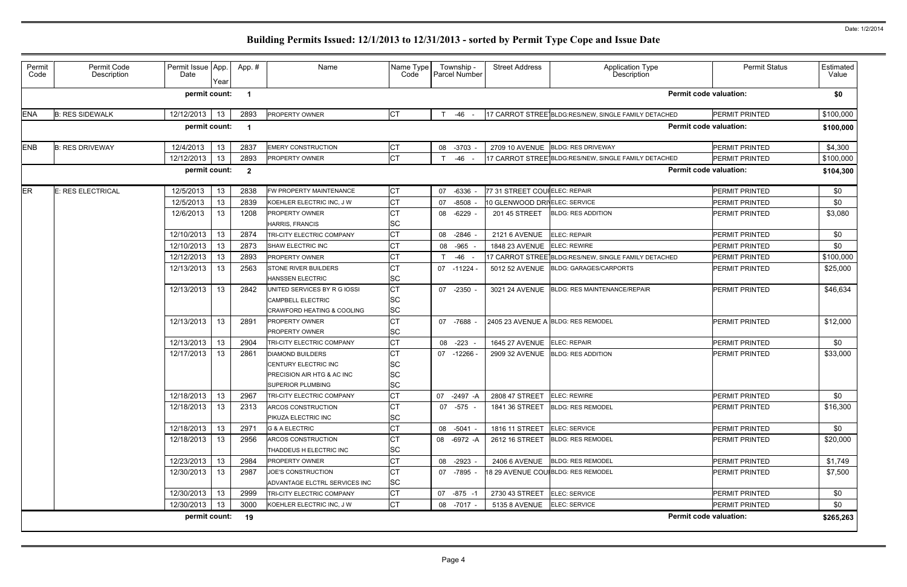# Building Permits Issued: 12/1/2013 to 12/31/2013 - sorted by Permit Type Cope and Issue Date

| Permit Code | Permit Code Description | Permit Issue Date | App. Year | App. # | Name | Name Type Code | Township - Parcel Number | Street Address | Application Type Description | Permit Status | Estimated Value |
|---|---|---|---|---|---|---|---|---|---|---|---|
| | | permit count: | | 1 | | | | | | Permit code valuation: | $0 |
| ENA | B: RES SIDEWALK | 12/12/2013 | 13 | 2893 | PROPERTY OWNER | CT | T -46 - | 17 CARROT STREET | BLDG:RES/NEW, SINGLE FAMILY DETACHED | PERMIT PRINTED | $100,000 |
| | | permit count: | | 1 | | | | | | Permit code valuation: | $100,000 |
| ENB | B: RES DRIVEWAY | 12/4/2013 | 13 | 2837 | EMERY CONSTRUCTION | CT | 08 -3703 - | 2709 10 AVENUE | BLDG: RES DRIVEWAY | PERMIT PRINTED | $4,300 |
| | | 12/12/2013 | 13 | 2893 | PROPERTY OWNER | CT | T -46 - | 17 CARROT STREET | BLDG:RES/NEW, SINGLE FAMILY DETACHED | PERMIT PRINTED | $100,000 |
| | | permit count: | | 2 | | | | | | Permit code valuation: | $104,300 |
| ER | E: RES ELECTRICAL | 12/5/2013 | 13 | 2838 | FW PROPERTY MAINTENANCE | CT | 07 -6336 - | 77 31 STREET COURT | ELEC: REPAIR | PERMIT PRINTED | $0 |
| | | 12/5/2013 | 13 | 2839 | KOEHLER ELECTRIC INC, J W | CT | 07 -8508 - | 10 GLENWOOD DRIVE | ELEC: SERVICE | PERMIT PRINTED | $0 |
| | | 12/6/2013 | 13 | 1208 | PROPERTY OWNER<br>HARRIS, FRANCIS | CT<br>SC | 08 -6229 - | 201 45 STREET | BLDG: RES ADDITION | PERMIT PRINTED | $3,080 |
| | | 12/10/2013 | 13 | 2874 | TRI-CITY ELECTRIC COMPANY | CT | 08 -2846 - | 2121 6 AVENUE | ELEC: REPAIR | PERMIT PRINTED | $0 |
| | | 12/10/2013 | 13 | 2873 | SHAW ELECTRIC INC | CT | 08 -965 - | 1848 23 AVENUE | ELEC: REWIRE | PERMIT PRINTED | $0 |
| | | 12/12/2013 | 13 | 2893 | PROPERTY OWNER | CT | T -46 - | 17 CARROT STREET | BLDG:RES/NEW, SINGLE FAMILY DETACHED | PERMIT PRINTED | $100,000 |
| | | 12/13/2013 | 13 | 2563 | STONE RIVER BUILDERS<br>HANSSEN ELECTRIC | CT<br>SC | 07 -11224 - | 5012 52 AVENUE | BLDG: GARAGES/CARPORTS | PERMIT PRINTED | $25,000 |
| | | 12/13/2013 | 13 | 2842 | UNITED SERVICES BY R G IOSSI<br>CAMPBELL ELECTRIC<br>CRAWFORD HEATING & COOLING | CT<br>SC<br>SC | 07 -2350 - | 3021 24 AVENUE | BLDG: RES MAINTENANCE/REPAIR | PERMIT PRINTED | $46,634 |
| | | 12/13/2013 | 13 | 2891 | PROPERTY OWNER<br>PROPERTY OWNER | CT<br>SC | 07 -7688 - | 2405 23 AVENUE A | BLDG: RES REMODEL | PERMIT PRINTED | $12,000 |
| | | 12/13/2013 | 13 | 2904 | TRI-CITY ELECTRIC COMPANY | CT | 08 -223 - | 1645 27 AVENUE | ELEC: REPAIR | PERMIT PRINTED | $0 |
| | | 12/17/2013 | 13 | 2861 | DIAMOND BUILDERS<br>CENTURY ELECTRIC INC<br>PRECISION AIR HTG & AC INC<br>SUPERIOR PLUMBING | CT<br>SC<br>SC<br>SC | 07 -12266 - | 2909 32 AVENUE | BLDG: RES ADDITION | PERMIT PRINTED | $33,000 |
| | | 12/18/2013 | 13 | 2967 | TRI-CITY ELECTRIC COMPANY | CT | 07 -2497 -A | 2808 47 STREET | ELEC: REWIRE | PERMIT PRINTED | $0 |
| | | 12/18/2013 | 13 | 2313 | ARCOS CONSTRUCTION<br>PIKUZA ELECTRIC INC | CT<br>SC | 07 -575 - | 1841 36 STREET | BLDG: RES REMODEL | PERMIT PRINTED | $16,300 |
| | | 12/18/2013 | 13 | 2971 | G & A ELECTRIC | CT | 08 -5041 - | 1816 11 STREET | ELEC: SERVICE | PERMIT PRINTED | $0 |
| | | 12/18/2013 | 13 | 2956 | ARCOS CONSTRUCTION<br>THADDEUS H ELECTRIC INC | CT<br>SC | 08 -6972 -A | 2612 16 STREET | BLDG: RES REMODEL | PERMIT PRINTED | $20,000 |
| | | 12/23/2013 | 13 | 2984 | PROPERTY OWNER | CT | 08 -2923 - | 2406 6 AVENUE | BLDG: RES REMODEL | PERMIT PRINTED | $1,749 |
| | | 12/30/2013 | 13 | 2987 | JOE'S CONSTRUCTION<br>ADVANTAGE ELCTRL SERVICES INC | CT<br>SC | 07 -7895 - | 18 29 AVENUE COURT | BLDG: RES REMODEL | PERMIT PRINTED | $7,500 |
| | | 12/30/2013 | 13 | 2999 | TRI-CITY ELECTRIC COMPANY | CT | 07 -875 -1 | 2730 43 STREET | ELEC: SERVICE | PERMIT PRINTED | $0 |
| | | 12/30/2013 | 13 | 3000 | KOEHLER ELECTRIC INC, J W | CT | 08 -7017 - | 5135 8 AVENUE | ELEC: SERVICE | PERMIT PRINTED | $0 |
| | | permit count: | | 19 | | | | | | Permit code valuation: | $265,263 |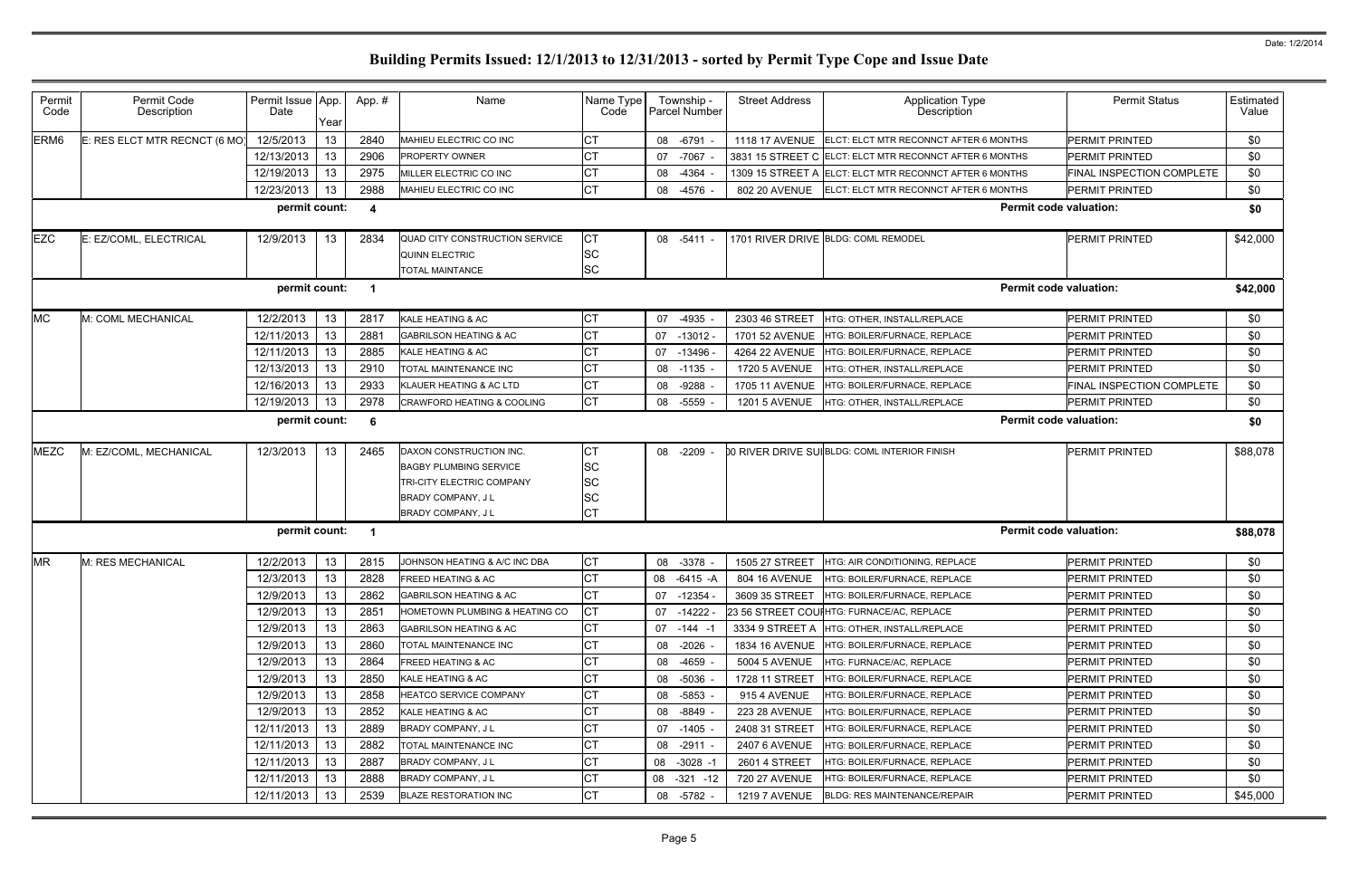# Building Permits Issued: 12/1/2013 to 12/31/2013 - sorted by Permit Type Cope and Issue Date

| Permit Code | Permit Code Description | Permit Issue Date | App. Year | App. # | Name | Name Type Code | Township - Parcel Number | Street Address | Application Type Description | Permit Status | Estimated Value |
|---|---|---|---|---|---|---|---|---|---|---|---|
| ERM6 | E: RES ELCT MTR RECNCT (6 MO) | 12/5/2013 | 13 | 2840 | MAHIEU ELECTRIC CO INC | CT | 08 -6791 - | 1118 17 AVENUE | ELCT: ELCT MTR RECONNCT AFTER 6 MONTHS | PERMIT PRINTED | $0 |
| | | 12/13/2013 | 13 | 2906 | PROPERTY OWNER | CT | 07 -7067 - | 3831 15 STREET C | ELCT: ELCT MTR RECONNCT AFTER 6 MONTHS | PERMIT PRINTED | $0 |
| | | 12/19/2013 | 13 | 2975 | MILLER ELECTRIC CO INC | CT | 08 -4364 - | 1309 15 STREET A | ELCT: ELCT MTR RECONNCT AFTER 6 MONTHS | FINAL INSPECTION COMPLETE | $0 |
| | | 12/23/2013 | 13 | 2988 | MAHIEU ELECTRIC CO INC | CT | 08 -4576 - | 802 20 AVENUE | ELCT: ELCT MTR RECONNCT AFTER 6 MONTHS | PERMIT PRINTED | $0 |
| | | **permit count:** | | **4** | | | | | | **Permit code valuation:** | **$0** |
| EZC | E: EZ/COML, ELECTRICAL | 12/9/2013 | 13 | 2834 | QUAD CITY CONSTRUCTION SERVICE | CT | 08 -5411 - | 1701 RIVER DRIVE | BLDG: COML REMODEL | PERMIT PRINTED | $42,000 |
| | | | | | QUINN ELECTRIC | SC | | | | | |
| | | | | | TOTAL MAINTANCE | SC | | | | | |
| | | **permit count:** | | **1** | | | | | | **Permit code valuation:** | **$42,000** |
| MC | M: COML MECHANICAL | 12/2/2013 | 13 | 2817 | KALE HEATING & AC | CT | 07 -4935 - | 2303 46 STREET | HTG: OTHER, INSTALL/REPLACE | PERMIT PRINTED | $0 |
| | | 12/11/2013 | 13 | 2881 | GABRILSON HEATING & AC | CT | 07 -13012 - | 1701 52 AVENUE | HTG: BOILER/FURNACE, REPLACE | PERMIT PRINTED | $0 |
| | | 12/11/2013 | 13 | 2885 | KALE HEATING & AC | CT | 07 -13496 - | 4264 22 AVENUE | HTG: BOILER/FURNACE, REPLACE | PERMIT PRINTED | $0 |
| | | 12/13/2013 | 13 | 2910 | TOTAL MAINTENANCE INC | CT | 08 -1135 - | 1720 5 AVENUE | HTG: OTHER, INSTALL/REPLACE | PERMIT PRINTED | $0 |
| | | 12/16/2013 | 13 | 2933 | KLAUER HEATING & AC LTD | CT | 08 -9288 - | 1705 11 AVENUE | HTG: BOILER/FURNACE, REPLACE | FINAL INSPECTION COMPLETE | $0 |
| | | 12/19/2013 | 13 | 2978 | CRAWFORD HEATING & COOLING | CT | 08 -5559 - | 1201 5 AVENUE | HTG: OTHER, INSTALL/REPLACE | PERMIT PRINTED | $0 |
| | | **permit count:** | | **6** | | | | | | **Permit code valuation:** | **$0** |
| MEZC | M: EZ/COML, MECHANICAL | 12/3/2013 | 13 | 2465 | DAXON CONSTRUCTION INC. | CT | 08 -2209 - | 00 RIVER DRIVE SUI | BLDG: COML INTERIOR FINISH | PERMIT PRINTED | $88,078 |
| | | | | | BAGBY PLUMBING SERVICE | SC | | | | | |
| | | | | | TRI-CITY ELECTRIC COMPANY | SC | | | | | |
| | | | | | BRADY COMPANY, J L | SC | | | | | |
| | | | | | BRADY COMPANY, J L | CT | | | | | |
| | | **permit count:** | | **1** | | | | | | **Permit code valuation:** | **$88,078** |
| MR | M: RES MECHANICAL | 12/2/2013 | 13 | 2815 | JOHNSON HEATING & A/C INC DBA | CT | 08 -3378 - | 1505 27 STREET | HTG: AIR CONDITIONING, REPLACE | PERMIT PRINTED | $0 |
| | | 12/3/2013 | 13 | 2828 | FREED HEATING & AC | CT | 08 -6415 -A | 804 16 AVENUE | HTG: BOILER/FURNACE, REPLACE | PERMIT PRINTED | $0 |
| | | 12/9/2013 | 13 | 2862 | GABRILSON HEATING & AC | CT | 07 -12354 - | 3609 35 STREET | HTG: BOILER/FURNACE, REPLACE | PERMIT PRINTED | $0 |
| | | 12/9/2013 | 13 | 2851 | HOMETOWN PLUMBING & HEATING CO | CT | 07 -14222 - | 23 56 STREET COU | HTG: FURNACE/AC, REPLACE | PERMIT PRINTED | $0 |
| | | 12/9/2013 | 13 | 2863 | GABRILSON HEATING & AC | CT | 07 -144 -1 | 3334 9 STREET A | HTG: OTHER, INSTALL/REPLACE | PERMIT PRINTED | $0 |
| | | 12/9/2013 | 13 | 2860 | TOTAL MAINTENANCE INC | CT | 08 -2026 - | 1834 16 AVENUE | HTG: BOILER/FURNACE, REPLACE | PERMIT PRINTED | $0 |
| | | 12/9/2013 | 13 | 2864 | FREED HEATING & AC | CT | 08 -4659 - | 5004 5 AVENUE | HTG: FURNACE/AC, REPLACE | PERMIT PRINTED | $0 |
| | | 12/9/2013 | 13 | 2850 | KALE HEATING & AC | CT | 08 -5036 - | 1728 11 STREET | HTG: BOILER/FURNACE, REPLACE | PERMIT PRINTED | $0 |
| | | 12/9/2013 | 13 | 2858 | HEATCO SERVICE COMPANY | CT | 08 -5853 - | 915 4 AVENUE | HTG: BOILER/FURNACE, REPLACE | PERMIT PRINTED | $0 |
| | | 12/9/2013 | 13 | 2852 | KALE HEATING & AC | CT | 08 -8849 - | 223 28 AVENUE | HTG: BOILER/FURNACE, REPLACE | PERMIT PRINTED | $0 |
| | | 12/11/2013 | 13 | 2889 | BRADY COMPANY, J L | CT | 07 -1405 - | 2408 31 STREET | HTG: BOILER/FURNACE, REPLACE | PERMIT PRINTED | $0 |
| | | 12/11/2013 | 13 | 2882 | TOTAL MAINTENANCE INC | CT | 08 -2911 - | 2407 6 AVENUE | HTG: BOILER/FURNACE, REPLACE | PERMIT PRINTED | $0 |
| | | 12/11/2013 | 13 | 2887 | BRADY COMPANY, J L | CT | 08 -3028 -1 | 2601 4 STREET | HTG: BOILER/FURNACE, REPLACE | PERMIT PRINTED | $0 |
| | | 12/11/2013 | 13 | 2888 | BRADY COMPANY, J L | CT | 08 -321 -12 | 720 27 AVENUE | HTG: BOILER/FURNACE, REPLACE | PERMIT PRINTED | $0 |
| | | 12/11/2013 | 13 | 2539 | BLAZE RESTORATION INC | CT | 08 -5782 - | 1219 7 AVENUE | BLDG: RES MAINTENANCE/REPAIR | PERMIT PRINTED | $45,000 |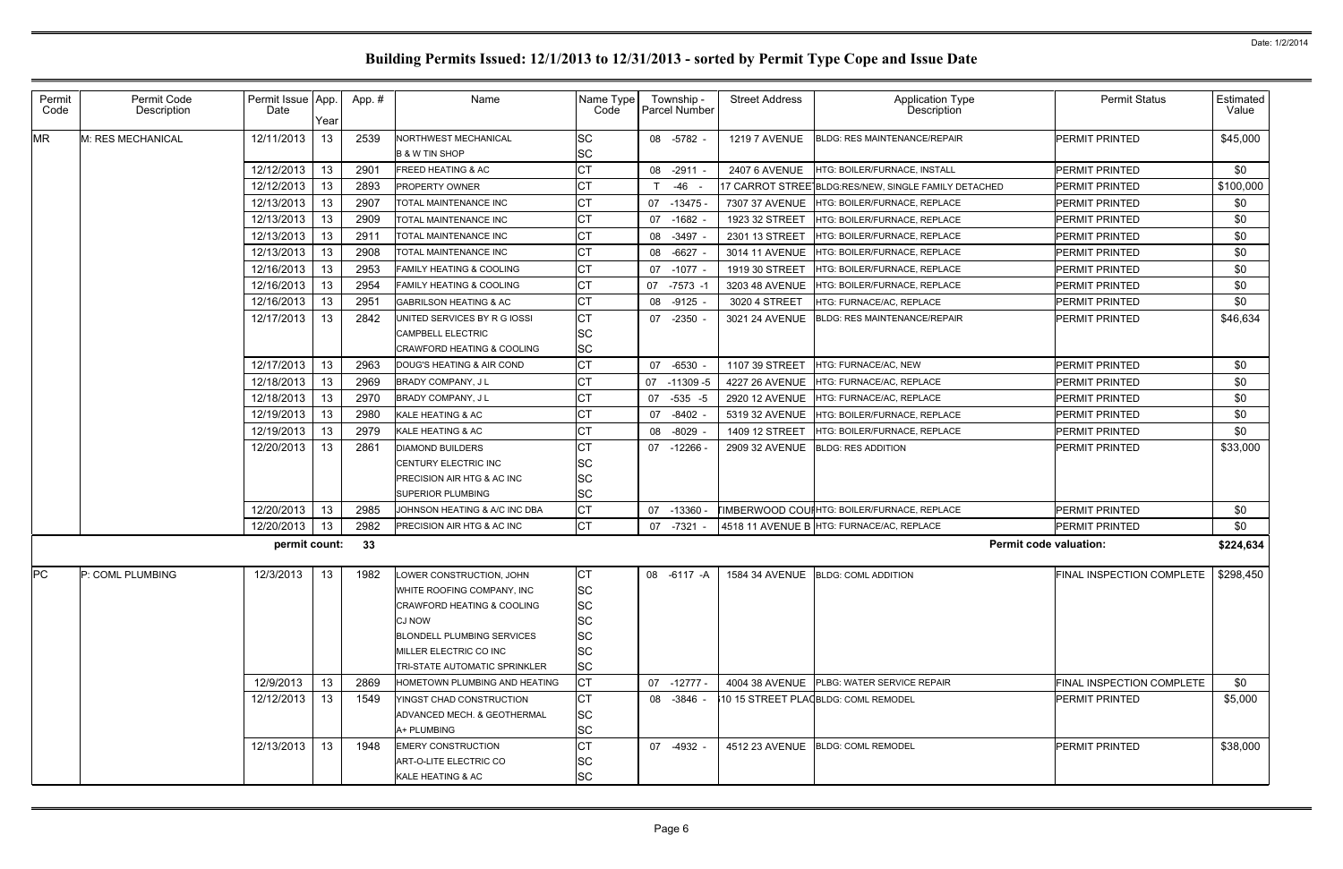# Building Permits Issued: 12/1/2013 to 12/31/2013 - sorted by Permit Type Cope and Issue Date

| Permit Code | Permit Code Description | Permit Issue Date | App. Year | App. # | Name | Name Type Code | Township - Parcel Number | Street Address | Application Type Description | Permit Status | Estimated Value |
|---|---|---|---|---|---|---|---|---|---|---|---|
| MR | M: RES MECHANICAL | 12/11/2013 | 13 | 2539 | NORTHWEST MECHANICAL | SC | 08 -5782 - | 1219 7 AVENUE | BLDG: RES MAINTENANCE/REPAIR | PERMIT PRINTED | $45,000 |
| | | | | | B & W TIN SHOP | SC | | | | | |
| | | 12/12/2013 | 13 | 2901 | FREED HEATING & AC | CT | 08 -2911 - | 2407 6 AVENUE | HTG: BOILER/FURNACE, INSTALL | PERMIT PRINTED | $0 |
| | | 12/12/2013 | 13 | 2893 | PROPERTY OWNER | CT | T -46 - | 17 CARROT STREET | BLDG:RES/NEW, SINGLE FAMILY DETACHED | PERMIT PRINTED | $100,000 |
| | | 12/13/2013 | 13 | 2907 | TOTAL MAINTENANCE INC | CT | 07 -13475 - | 7307 37 AVENUE | HTG: BOILER/FURNACE, REPLACE | PERMIT PRINTED | $0 |
| | | 12/13/2013 | 13 | 2909 | TOTAL MAINTENANCE INC | CT | 07 -1682 - | 1923 32 STREET | HTG: BOILER/FURNACE, REPLACE | PERMIT PRINTED | $0 |
| | | 12/13/2013 | 13 | 2911 | TOTAL MAINTENANCE INC | CT | 08 -3497 - | 2301 13 STREET | HTG: BOILER/FURNACE, REPLACE | PERMIT PRINTED | $0 |
| | | 12/13/2013 | 13 | 2908 | TOTAL MAINTENANCE INC | CT | 08 -6627 - | 3014 11 AVENUE | HTG: BOILER/FURNACE, REPLACE | PERMIT PRINTED | $0 |
| | | 12/16/2013 | 13 | 2953 | FAMILY HEATING & COOLING | CT | 07 -1077 - | 1919 30 STREET | HTG: BOILER/FURNACE, REPLACE | PERMIT PRINTED | $0 |
| | | 12/16/2013 | 13 | 2954 | FAMILY HEATING & COOLING | CT | 07 -7573 -1 | 3203 48 AVENUE | HTG: BOILER/FURNACE, REPLACE | PERMIT PRINTED | $0 |
| | | 12/16/2013 | 13 | 2951 | GABRILSON HEATING & AC | CT | 08 -9125 - | 3020 4 STREET | HTG: FURNACE/AC, REPLACE | PERMIT PRINTED | $0 |
| | | 12/17/2013 | 13 | 2842 | UNITED SERVICES BY R G IOSSI | CT | 07 -2350 - | 3021 24 AVENUE | BLDG: RES MAINTENANCE/REPAIR | PERMIT PRINTED | $46,634 |
| | | | | | CAMPBELL ELECTRIC | SC | | | | | |
| | | | | | CRAWFORD HEATING & COOLING | SC | | | | | |
| | | 12/17/2013 | 13 | 2963 | DOUG'S HEATING & AIR COND | CT | 07 -6530 - | 1107 39 STREET | HTG: FURNACE/AC, NEW | PERMIT PRINTED | $0 |
| | | 12/18/2013 | 13 | 2969 | BRADY COMPANY, J L | CT | 07 -11309 -5 | 4227 26 AVENUE | HTG: FURNACE/AC, REPLACE | PERMIT PRINTED | $0 |
| | | 12/18/2013 | 13 | 2970 | BRADY COMPANY, J L | CT | 07 -535 -5 | 2920 12 AVENUE | HTG: FURNACE/AC, REPLACE | PERMIT PRINTED | $0 |
| | | 12/19/2013 | 13 | 2980 | KALE HEATING & AC | CT | 07 -8402 - | 5319 32 AVENUE | HTG: BOILER/FURNACE, REPLACE | PERMIT PRINTED | $0 |
| | | 12/19/2013 | 13 | 2979 | KALE HEATING & AC | CT | 08 -8029 - | 1409 12 STREET | HTG: BOILER/FURNACE, REPLACE | PERMIT PRINTED | $0 |
| | | 12/20/2013 | 13 | 2861 | DIAMOND BUILDERS | CT | 07 -12266 - | 2909 32 AVENUE | BLDG: RES ADDITION | PERMIT PRINTED | $33,000 |
| | | | | | CENTURY ELECTRIC INC | SC | | | | | |
| | | | | | PRECISION AIR HTG & AC INC | SC | | | | | |
| | | | | | SUPERIOR PLUMBING | SC | | | | | |
| | | 12/20/2013 | 13 | 2985 | JOHNSON HEATING & A/C INC DBA | CT | 07 -13360 - | TIMBERWOOD COURT | HTG: BOILER/FURNACE, REPLACE | PERMIT PRINTED | $0 |
| | | 12/20/2013 | 13 | 2982 | PRECISION AIR HTG & AC INC | CT | 07 -7321 - | 4518 11 AVENUE B | HTG: FURNACE/AC, REPLACE | PERMIT PRINTED | $0 |
| | | **permit count:** | | **33** | | | | | **Permit code valuation:** | | **$224,634** |
| PC | P: COML PLUMBING | 12/3/2013 | 13 | 1982 | LOWER CONSTRUCTION, JOHN | CT | 08 -6117 -A | 1584 34 AVENUE | BLDG: COML ADDITION | FINAL INSPECTION COMPLETE | $298,450 |
| | | | | | WHITE ROOFING COMPANY, INC | SC | | | | | |
| | | | | | CRAWFORD HEATING & COOLING | SC | | | | | |
| | | | | | CJ NOW | SC | | | | | |
| | | | | | BLONDELL PLUMBING SERVICES | SC | | | | | |
| | | | | | MILLER ELECTRIC CO INC | SC | | | | | |
| | | | | | TRI-STATE AUTOMATIC SPRINKLER | SC | | | | | |
| | | 12/9/2013 | 13 | 2869 | HOMETOWN PLUMBING AND HEATING | CT | 07 -12777 - | 4004 38 AVENUE | PLBG: WATER SERVICE REPAIR | FINAL INSPECTION COMPLETE | $0 |
| | | 12/12/2013 | 13 | 1549 | YINGST CHAD CONSTRUCTION | CT | 08 -3846 - | 510 15 STREET PLACE | BLDG: COML REMODEL | PERMIT PRINTED | $5,000 |
| | | | | | ADVANCED MECH. & GEOTHERMAL | SC | | | | | |
| | | | | | A+ PLUMBING | SC | | | | | |
| | | 12/13/2013 | 13 | 1948 | EMERY CONSTRUCTION | CT | 07 -4932 - | 4512 23 AVENUE | BLDG: COML REMODEL | PERMIT PRINTED | $38,000 |
| | | | | | ART-O-LITE ELECTRIC CO | SC | | | | | |
| | | | | | KALE HEATING & AC | SC | | | | | |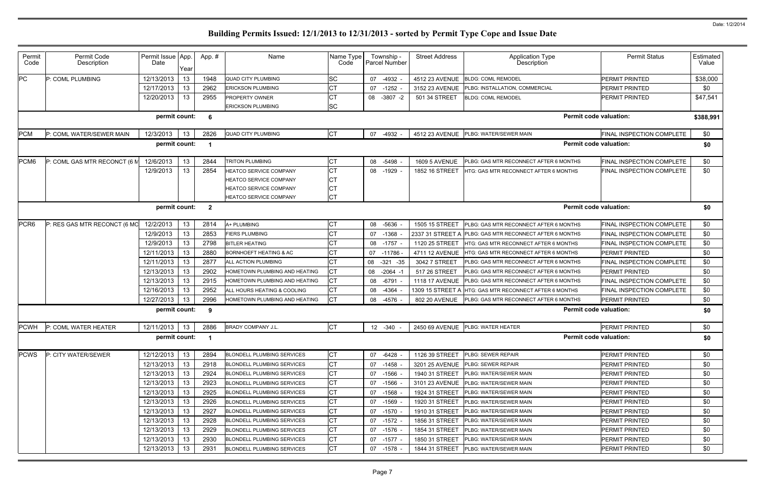# Building Permits Issued: 12/1/2013 to 12/31/2013 - sorted by Permit Type Cope and Issue Date

| Permit Code | Permit Code Description | Permit Issue Date | App. Year | App. # | Name | Name Type Code | Township - Parcel Number | Street Address | Application Type Description | Permit Status | Estimated Value |
|---|---|---|---|---|---|---|---|---|---|---|---|
| PC | P: COML PLUMBING | 12/13/2013 | 13 | 1948 | QUAD CITY PLUMBING | SC | 07 -4932 - | 4512 23 AVENUE | BLDG: COML REMODEL | PERMIT PRINTED | $38,000 |
| | | 12/17/2013 | 13 | 2962 | ERICKSON PLUMBING | CT | 07 -1252 - | 3152 23 AVENUE | PLBG: INSTALLATION, COMMERCIAL | PERMIT PRINTED | $0 |
| | | 12/20/2013 | 13 | 2955 | PROPERTY OWNER | CT | 08 -3807 -2 | 501 34 STREET | BLDG: COML REMODEL | PERMIT PRINTED | $47,541 |
| | | | | | ERICKSON PLUMBING | SC | | | | | |
| | | permit count: | | 6 | | | | | | Permit code valuation: | $388,991 |
| PCM | P: COML WATER/SEWER MAIN | 12/3/2013 | 13 | 2826 | QUAD CITY PLUMBING | CT | 07 -4932 - | 4512 23 AVENUE | PLBG: WATER/SEWER MAIN | FINAL INSPECTION COMPLETE | $0 |
| | | permit count: | | 1 | | | | | | Permit code valuation: | $0 |
| PCM6 | P: COML GAS MTR RECONCT (6 M | 12/6/2013 | 13 | 2844 | TRITON PLUMBING | CT | 08 -5498 - | 1609 5 AVENUE | PLBG: GAS MTR RECONNECT AFTER 6 MONTHS | FINAL INSPECTION COMPLETE | $0 |
| | | 12/9/2013 | 13 | 2854 | HEATCO SERVICE COMPANY | CT | 08 -1929 - | 1852 16 STREET | HTG: GAS MTR RECONNECT AFTER 6 MONTHS | FINAL INSPECTION COMPLETE | $0 |
| | | | | | HEATCO SERVICE COMPANY | CT | | | | | |
| | | | | | HEATCO SERVICE COMPANY | CT | | | | | |
| | | | | | HEATCO SERVICE COMPANY | CT | | | | | |
| | | permit count: | | 2 | | | | | | Permit code valuation: | $0 |
| PCR6 | P: RES GAS MTR RECONCT (6 MO | 12/2/2013 | 13 | 2814 | A+ PLUMBING | CT | 08 -5636 - | 1505 15 STREET | PLBG: GAS MTR RECONNECT AFTER 6 MONTHS | FINAL INSPECTION COMPLETE | $0 |
| | | 12/9/2013 | 13 | 2853 | FIERS PLUMBING | CT | 07 -1368 - | 2337 31 STREET A | PLBG: GAS MTR RECONNECT AFTER 6 MONTHS | FINAL INSPECTION COMPLETE | $0 |
| | | 12/9/2013 | 13 | 2798 | BITLER HEATING | CT | 08 -1757 - | 1120 25 STREET | HTG: GAS MTR RECONNECT AFTER 6 MONTHS | FINAL INSPECTION COMPLETE | $0 |
| | | 12/11/2013 | 13 | 2880 | BORNHOEFT HEATING & AC | CT | 07 -11786 - | 4711 12 AVENUE | HTG: GAS MTR RECONNECT AFTER 6 MONTHS | PERMIT PRINTED | $0 |
| | | 12/11/2013 | 13 | 2877 | ALL ACTION PLUMBING | CT | 08 -321 -35 | 3042 7 STREET | PLBG: GAS MTR RECONNECT AFTER 6 MONTHS | FINAL INSPECTION COMPLETE | $0 |
| | | 12/13/2013 | 13 | 2902 | HOMETOWN PLUMBING AND HEATING | CT | 08 -2064 -1 | 517 26 STREET | PLBG: GAS MTR RECONNECT AFTER 6 MONTHS | PERMIT PRINTED | $0 |
| | | 12/13/2013 | 13 | 2915 | HOMETOWN PLUMBING AND HEATING | CT | 08 -6791 - | 1118 17 AVENUE | PLBG: GAS MTR RECONNECT AFTER 6 MONTHS | FINAL INSPECTION COMPLETE | $0 |
| | | 12/16/2013 | 13 | 2952 | ALL HOURS HEATING & COOLING | CT | 08 -4364 - | 1309 15 STREET A | HTG: GAS MTR RECONNECT AFTER 6 MONTHS | FINAL INSPECTION COMPLETE | $0 |
| | | 12/27/2013 | 13 | 2996 | HOMETOWN PLUMBING AND HEATING | CT | 08 -4576 - | 802 20 AVENUE | PLBG: GAS MTR RECONNECT AFTER 6 MONTHS | PERMIT PRINTED | $0 |
| | | permit count: | | 9 | | | | | | Permit code valuation: | $0 |
| PCWH | P: COML WATER HEATER | 12/11/2013 | 13 | 2886 | BRADY COMPANY J.L. | CT | 12 -340 - | 2450 69 AVENUE | PLBG: WATER HEATER | PERMIT PRINTED | $0 |
| | | permit count: | | 1 | | | | | | Permit code valuation: | $0 |
| PCWS | P: CITY WATER/SEWER | 12/12/2013 | 13 | 2894 | BLONDELL PLUMBING SERVICES | CT | 07 -6428 - | 1126 39 STREET | PLBG: SEWER REPAIR | PERMIT PRINTED | $0 |
| | | 12/13/2013 | 13 | 2918 | BLONDELL PLUMBING SERVICES | CT | 07 -1458 - | 3201 25 AVENUE | PLBG: SEWER REPAIR | PERMIT PRINTED | $0 |
| | | 12/13/2013 | 13 | 2924 | BLONDELL PLUMBING SERVICES | CT | 07 -1566 - | 1940 31 STREET | PLBG: WATER/SEWER MAIN | PERMIT PRINTED | $0 |
| | | 12/13/2013 | 13 | 2923 | BLONDELL PLUMBING SERVICES | CT | 07 -1566 - | 3101 23 AVENUE | PLBG: WATER/SEWER MAIN | PERMIT PRINTED | $0 |
| | | 12/13/2013 | 13 | 2925 | BLONDELL PLUMBING SERVICES | CT | 07 -1568 - | 1924 31 STREET | PLBG: WATER/SEWER MAIN | PERMIT PRINTED | $0 |
| | | 12/13/2013 | 13 | 2926 | BLONDELL PLUMBING SERVICES | CT | 07 -1569 - | 1920 31 STREET | PLBG: WATER/SEWER MAIN | PERMIT PRINTED | $0 |
| | | 12/13/2013 | 13 | 2927 | BLONDELL PLUMBING SERVICES | CT | 07 -1570 - | 1910 31 STREET | PLBG: WATER/SEWER MAIN | PERMIT PRINTED | $0 |
| | | 12/13/2013 | 13 | 2928 | BLONDELL PLUMBING SERVICES | CT | 07 -1572 - | 1856 31 STREET | PLBG: WATER/SEWER MAIN | PERMIT PRINTED | $0 |
| | | 12/13/2013 | 13 | 2929 | BLONDELL PLUMBING SERVICES | CT | 07 -1576 - | 1854 31 STREET | PLBG: WATER/SEWER MAIN | PERMIT PRINTED | $0 |
| | | 12/13/2013 | 13 | 2930 | BLONDELL PLUMBING SERVICES | CT | 07 -1577 - | 1850 31 STREET | PLBG: WATER/SEWER MAIN | PERMIT PRINTED | $0 |
| | | 12/13/2013 | 13 | 2931 | BLONDELL PLUMBING SERVICES | CT | 07 -1578 - | 1844 31 STREET | PLBG: WATER/SEWER MAIN | PERMIT PRINTED | $0 |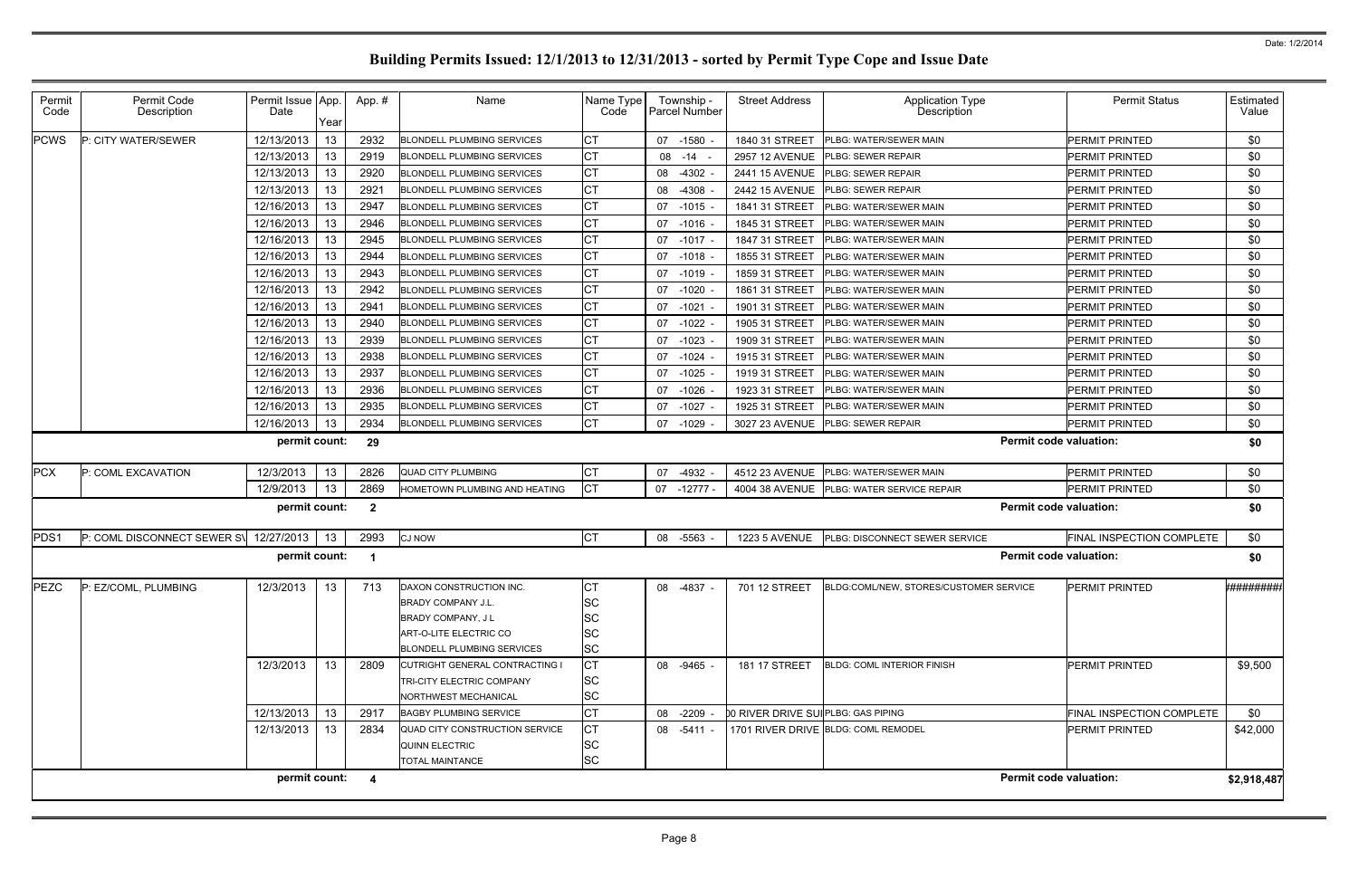# Building Permits Issued: 12/1/2013 to 12/31/2013 - sorted by Permit Type Cope and Issue Date

| Permit Code | Permit Code Description | Permit Issue Date | App. Year | App. # | Name | Name Type Code | Township - Parcel Number | Street Address | Application Type Description | Permit Status | Estimated Value |
|---|---|---|---|---|---|---|---|---|---|---|---|
| PCWS | P: CITY WATER/SEWER | 12/13/2013 | 13 | 2932 | BLONDELL PLUMBING SERVICES | CT | 07 -1580 - | 1840 31 STREET | PLBG: WATER/SEWER MAIN | PERMIT PRINTED | $0 |
| | | 12/13/2013 | 13 | 2919 | BLONDELL PLUMBING SERVICES | CT | 08 -14 - | 2957 12 AVENUE | PLBG: SEWER REPAIR | PERMIT PRINTED | $0 |
| | | 12/13/2013 | 13 | 2920 | BLONDELL PLUMBING SERVICES | CT | 08 -4302 - | 2441 15 AVENUE | PLBG: SEWER REPAIR | PERMIT PRINTED | $0 |
| | | 12/13/2013 | 13 | 2921 | BLONDELL PLUMBING SERVICES | CT | 08 -4308 - | 2442 15 AVENUE | PLBG: SEWER REPAIR | PERMIT PRINTED | $0 |
| | | 12/16/2013 | 13 | 2947 | BLONDELL PLUMBING SERVICES | CT | 07 -1015 - | 1841 31 STREET | PLBG: WATER/SEWER MAIN | PERMIT PRINTED | $0 |
| | | 12/16/2013 | 13 | 2946 | BLONDELL PLUMBING SERVICES | CT | 07 -1016 - | 1845 31 STREET | PLBG: WATER/SEWER MAIN | PERMIT PRINTED | $0 |
| | | 12/16/2013 | 13 | 2945 | BLONDELL PLUMBING SERVICES | CT | 07 -1017 - | 1847 31 STREET | PLBG: WATER/SEWER MAIN | PERMIT PRINTED | $0 |
| | | 12/16/2013 | 13 | 2944 | BLONDELL PLUMBING SERVICES | CT | 07 -1018 - | 1855 31 STREET | PLBG: WATER/SEWER MAIN | PERMIT PRINTED | $0 |
| | | 12/16/2013 | 13 | 2943 | BLONDELL PLUMBING SERVICES | CT | 07 -1019 - | 1859 31 STREET | PLBG: WATER/SEWER MAIN | PERMIT PRINTED | $0 |
| | | 12/16/2013 | 13 | 2942 | BLONDELL PLUMBING SERVICES | CT | 07 -1020 - | 1861 31 STREET | PLBG: WATER/SEWER MAIN | PERMIT PRINTED | $0 |
| | | 12/16/2013 | 13 | 2941 | BLONDELL PLUMBING SERVICES | CT | 07 -1021 - | 1901 31 STREET | PLBG: WATER/SEWER MAIN | PERMIT PRINTED | $0 |
| | | 12/16/2013 | 13 | 2940 | BLONDELL PLUMBING SERVICES | CT | 07 -1022 - | 1905 31 STREET | PLBG: WATER/SEWER MAIN | PERMIT PRINTED | $0 |
| | | 12/16/2013 | 13 | 2939 | BLONDELL PLUMBING SERVICES | CT | 07 -1023 - | 1909 31 STREET | PLBG: WATER/SEWER MAIN | PERMIT PRINTED | $0 |
| | | 12/16/2013 | 13 | 2938 | BLONDELL PLUMBING SERVICES | CT | 07 -1024 - | 1915 31 STREET | PLBG: WATER/SEWER MAIN | PERMIT PRINTED | $0 |
| | | 12/16/2013 | 13 | 2937 | BLONDELL PLUMBING SERVICES | CT | 07 -1025 - | 1919 31 STREET | PLBG: WATER/SEWER MAIN | PERMIT PRINTED | $0 |
| | | 12/16/2013 | 13 | 2936 | BLONDELL PLUMBING SERVICES | CT | 07 -1026 - | 1923 31 STREET | PLBG: WATER/SEWER MAIN | PERMIT PRINTED | $0 |
| | | 12/16/2013 | 13 | 2935 | BLONDELL PLUMBING SERVICES | CT | 07 -1027 - | 1925 31 STREET | PLBG: WATER/SEWER MAIN | PERMIT PRINTED | $0 |
| | | 12/16/2013 | 13 | 2934 | BLONDELL PLUMBING SERVICES | CT | 07 -1029 - | 3027 23 AVENUE | PLBG: SEWER REPAIR | PERMIT PRINTED | $0 |
| | | permit count: | | 29 | | | | | | Permit code valuation: | $0 |
| PCX | P: COML EXCAVATION | 12/3/2013 | 13 | 2826 | QUAD CITY PLUMBING | CT | 07 -4932 - | 4512 23 AVENUE | PLBG: WATER/SEWER MAIN | PERMIT PRINTED | $0 |
| | | 12/9/2013 | 13 | 2869 | HOMETOWN PLUMBING AND HEATING | CT | 07 -12777 - | 4004 38 AVENUE | PLBG: WATER SERVICE REPAIR | PERMIT PRINTED | $0 |
| | | permit count: | | 2 | | | | | | Permit code valuation: | $0 |
| PDS1 | P: COML DISCONNECT SEWER S\ | 12/27/2013 | 13 | 2993 | CJ NOW | CT | 08 -5563 - | 1223 5 AVENUE | PLBG: DISCONNECT SEWER SERVICE | FINAL INSPECTION COMPLETE | $0 |
| | | permit count: | | 1 | | | | | | Permit code valuation: | $0 |
| PEZC | P: EZ/COML, PLUMBING | 12/3/2013 | 13 | 713 | DAXON CONSTRUCTION INC. | CT | 08 -4837 - | 701 12 STREET | BLDG:COML/NEW, STORES/CUSTOMER SERVICE | PERMIT PRINTED | ######### |
| | | | | | BRADY COMPANY J.L. | SC | | | | | |
| | | | | | BRADY COMPANY, J L | SC | | | | | |
| | | | | | ART-O-LITE ELECTRIC CO | SC | | | | | |
| | | | | | BLONDELL PLUMBING SERVICES | SC | | | | | |
| | | 12/3/2013 | 13 | 2809 | CUTRIGHT GENERAL CONTRACTING I | CT | 08 -9465 - | 181 17 STREET | BLDG: COML INTERIOR FINISH | PERMIT PRINTED | $9,500 |
| | | | | | TRI-CITY ELECTRIC COMPANY | SC | | | | | |
| | | | | | NORTHWEST MECHANICAL | SC | | | | | |
| | | 12/13/2013 | 13 | 2917 | BAGBY PLUMBING SERVICE | CT | 08 -2209 - | 00 RIVER DRIVE SU | PLBG: GAS PIPING | FINAL INSPECTION COMPLETE | $0 |
| | | 12/13/2013 | 13 | 2834 | QUAD CITY CONSTRUCTION SERVICE | CT | 08 -5411 - | 1701 RIVER DRIVE | BLDG: COML REMODEL | PERMIT PRINTED | $42,000 |
| | | | | | QUINN ELECTRIC | SC | | | | | |
| | | | | | TOTAL MAINTANCE | SC | | | | | |
| | | permit count: | | 4 | | | | | | Permit code valuation: | $2,918,487 |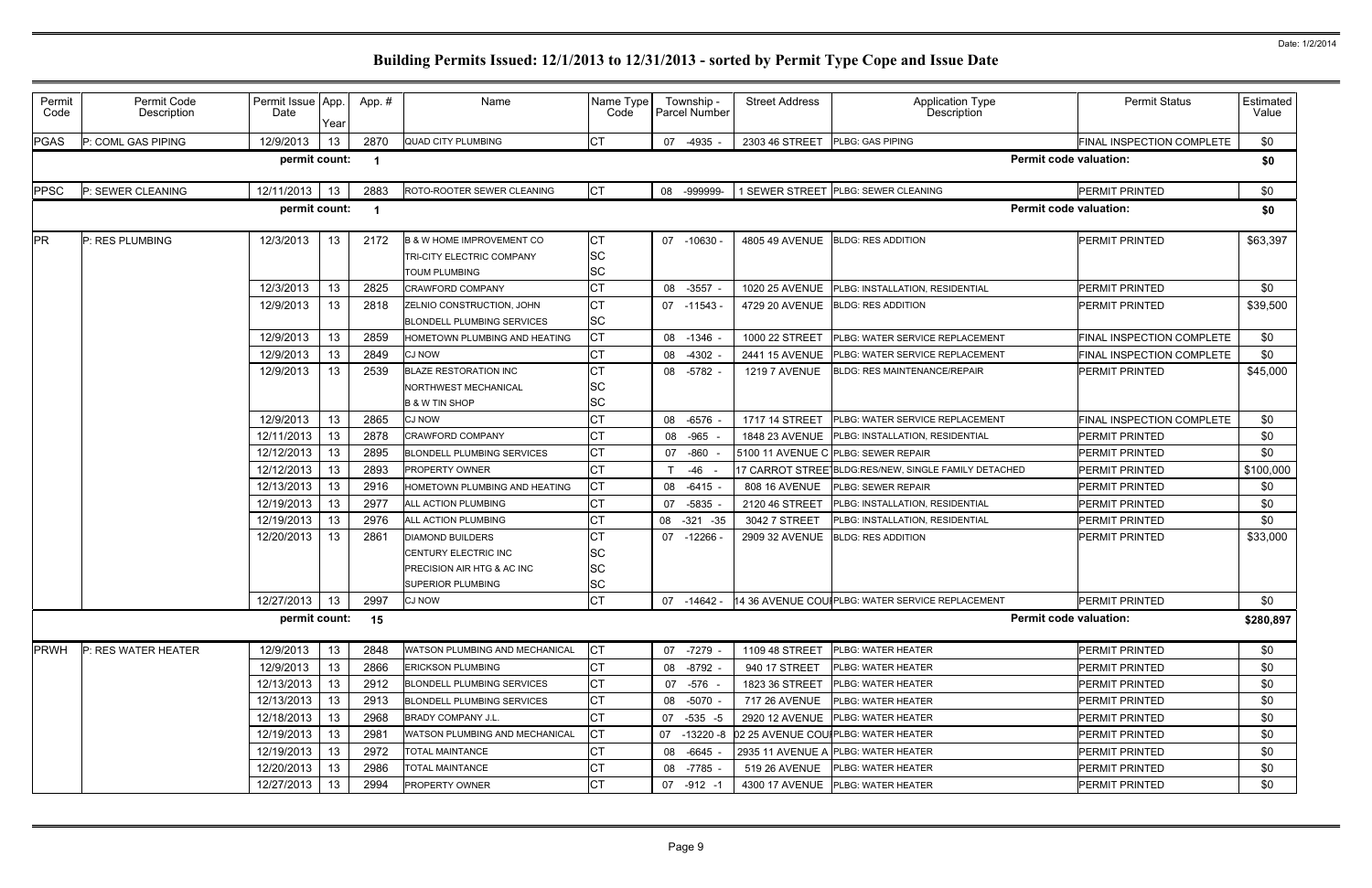# Building Permits Issued: 12/1/2013 to 12/31/2013 - sorted by Permit Type Cope and Issue Date

Date: 1/2/2014

| Permit Code | Permit Code Description | Permit Issue Date | App. Year | App. # | Name | Name Type Code | Township - Parcel Number | Street Address | Application Type Description | Permit Status | Estimated Value |
|---|---|---|---|---|---|---|---|---|---|---|---|
| PGAS | P: COML GAS PIPING | 12/9/2013 | 13 | 2870 | QUAD CITY PLUMBING | CT | 07 -4935 - | 2303 46 STREET | PLBG: GAS PIPING | FINAL INSPECTION COMPLETE | $0 |
| | | permit count: | | 1 | | | | | | Permit code valuation: | $0 |
| PPSC | P: SEWER CLEANING | 12/11/2013 | 13 | 2883 | ROTO-ROOTER SEWER CLEANING | CT | 08 -999999- | 1 SEWER STREET | PLBG: SEWER CLEANING | PERMIT PRINTED | $0 |
| | | permit count: | | 1 | | | | | | Permit code valuation: | $0 |
| PR | P: RES PLUMBING | 12/3/2013 | 13 | 2172 | B & W HOME IMPROVEMENT CO | CT | 07 -10630 - | 4805 49 AVENUE | BLDG: RES ADDITION | PERMIT PRINTED | $63,397 |
| | | | | | TRI-CITY ELECTRIC COMPANY | SC | | | | | |
| | | | | | TOUM PLUMBING | SC | | | | | |
| | | 12/3/2013 | 13 | 2825 | CRAWFORD COMPANY | CT | 08 -3557 - | 1020 25 AVENUE | PLBG: INSTALLATION, RESIDENTIAL | PERMIT PRINTED | $0 |
| | | 12/9/2013 | 13 | 2818 | ZELNIO CONSTRUCTION, JOHN | CT | 07 -11543 - | 4729 20 AVENUE | BLDG: RES ADDITION | PERMIT PRINTED | $39,500 |
| | | | | | BLONDELL PLUMBING SERVICES | SC | | | | | |
| | | 12/9/2013 | 13 | 2859 | HOMETOWN PLUMBING AND HEATING | CT | 08 -1346 - | 1000 22 STREET | PLBG: WATER SERVICE REPLACEMENT | FINAL INSPECTION COMPLETE | $0 |
| | | 12/9/2013 | 13 | 2849 | CJ NOW | CT | 08 -4302 - | 2441 15 AVENUE | PLBG: WATER SERVICE REPLACEMENT | FINAL INSPECTION COMPLETE | $0 |
| | | 12/9/2013 | 13 | 2539 | BLAZE RESTORATION INC | CT | 08 -5782 - | 1219 7 AVENUE | BLDG: RES MAINTENANCE/REPAIR | PERMIT PRINTED | $45,000 |
| | | | | | NORTHWEST MECHANICAL | SC | | | | | |
| | | | | | B & W TIN SHOP | SC | | | | | |
| | | 12/9/2013 | 13 | 2865 | CJ NOW | CT | 08 -6576 - | 1717 14 STREET | PLBG: WATER SERVICE REPLACEMENT | FINAL INSPECTION COMPLETE | $0 |
| | | 12/11/2013 | 13 | 2878 | CRAWFORD COMPANY | CT | 08 -965 - | 1848 23 AVENUE | PLBG: INSTALLATION, RESIDENTIAL | PERMIT PRINTED | $0 |
| | | 12/12/2013 | 13 | 2895 | BLONDELL PLUMBING SERVICES | CT | 07 -860 - | 5100 11 AVENUE C | PLBG: SEWER REPAIR | PERMIT PRINTED | $0 |
| | | 12/12/2013 | 13 | 2893 | PROPERTY OWNER | CT | T -46 - | 17 CARROT STREET | BLDG:RES/NEW, SINGLE FAMILY DETACHED | PERMIT PRINTED | $100,000 |
| | | 12/13/2013 | 13 | 2916 | HOMETOWN PLUMBING AND HEATING | CT | 08 -6415 - | 808 16 AVENUE | PLBG: SEWER REPAIR | PERMIT PRINTED | $0 |
| | | 12/19/2013 | 13 | 2977 | ALL ACTION PLUMBING | CT | 07 -5835 - | 2120 46 STREET | PLBG: INSTALLATION, RESIDENTIAL | PERMIT PRINTED | $0 |
| | | 12/19/2013 | 13 | 2976 | ALL ACTION PLUMBING | CT | 08 -321 -35 | 3042 7 STREET | PLBG: INSTALLATION, RESIDENTIAL | PERMIT PRINTED | $0 |
| | | 12/20/2013 | 13 | 2861 | DIAMOND BUILDERS | CT | 07 -12266 - | 2909 32 AVENUE | BLDG: RES ADDITION | PERMIT PRINTED | $33,000 |
| | | | | | CENTURY ELECTRIC INC | SC | | | | | |
| | | | | | PRECISION AIR HTG & AC INC | SC | | | | | |
| | | | | | SUPERIOR PLUMBING | SC | | | | | |
| | | 12/27/2013 | 13 | 2997 | CJ NOW | CT | 07 -14642 - | 14 36 AVENUE COU | PLBG: WATER SERVICE REPLACEMENT | PERMIT PRINTED | $0 |
| | | permit count: | | 15 | | | | | | Permit code valuation: | $280,897 |
| PRWH | P: RES WATER HEATER | 12/9/2013 | 13 | 2848 | WATSON PLUMBING AND MECHANICAL | CT | 07 -7279 - | 1109 48 STREET | PLBG: WATER HEATER | PERMIT PRINTED | $0 |
| | | 12/9/2013 | 13 | 2866 | ERICKSON PLUMBING | CT | 08 -8792 - | 940 17 STREET | PLBG: WATER HEATER | PERMIT PRINTED | $0 |
| | | 12/13/2013 | 13 | 2912 | BLONDELL PLUMBING SERVICES | CT | 07 -576 - | 1823 36 STREET | PLBG: WATER HEATER | PERMIT PRINTED | $0 |
| | | 12/13/2013 | 13 | 2913 | BLONDELL PLUMBING SERVICES | CT | 08 -5070 - | 717 26 AVENUE | PLBG: WATER HEATER | PERMIT PRINTED | $0 |
| | | 12/18/2013 | 13 | 2968 | BRADY COMPANY J.L. | CT | 07 -535 -5 | 2920 12 AVENUE | PLBG: WATER HEATER | PERMIT PRINTED | $0 |
| | | 12/19/2013 | 13 | 2981 | WATSON PLUMBING AND MECHANICAL | CT | 07 -13220 -8 | 02 25 AVENUE COU | PLBG: WATER HEATER | PERMIT PRINTED | $0 |
| | | 12/19/2013 | 13 | 2972 | TOTAL MAINTANCE | CT | 08 -6645 - | 2935 11 AVENUE A | PLBG: WATER HEATER | PERMIT PRINTED | $0 |
| | | 12/20/2013 | 13 | 2986 | TOTAL MAINTANCE | CT | 08 -7785 - | 519 26 AVENUE | PLBG: WATER HEATER | PERMIT PRINTED | $0 |
| | | 12/27/2013 | 13 | 2994 | PROPERTY OWNER | CT | 07 -912 -1 | 4300 17 AVENUE | PLBG: WATER HEATER | PERMIT PRINTED | $0 |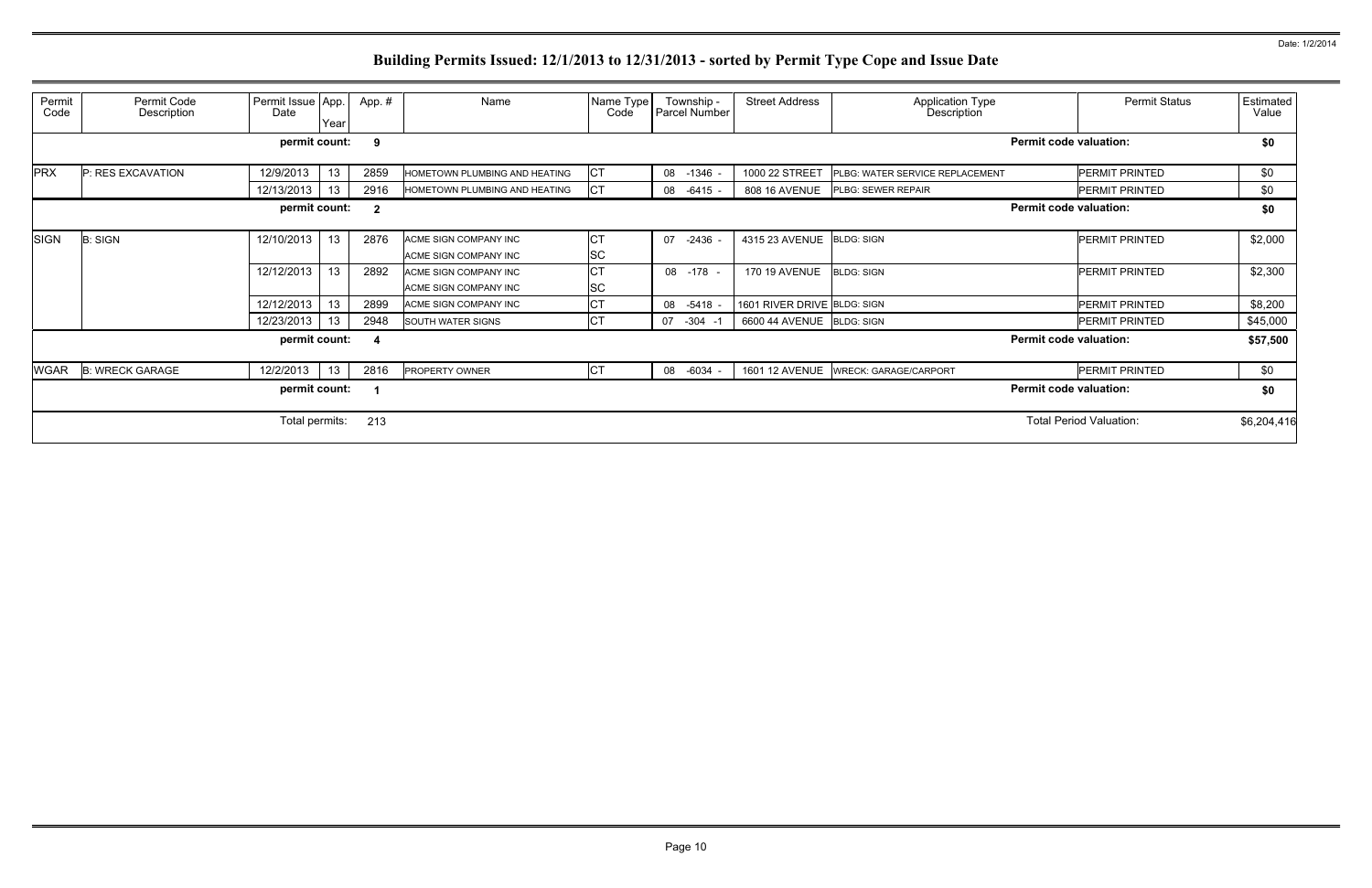# Building Permits Issued: 12/1/2013 to 12/31/2013 - sorted by Permit Type Cope and Issue Date

| Permit Code | Permit Code Description | Permit Issue Date | App. Year | App. # | Name | Name Type Code | Township - Parcel Number | Street Address | Application Type Description | Permit Status | Estimated Value |
|---|---|---|---|---|---|---|---|---|---|---|---|
| | | permit count: | | 9 | | | | | | Permit code valuation: | $0 |
| PRX | P: RES EXCAVATION | 12/9/2013 | 13 | 2859 | HOMETOWN PLUMBING AND HEATING | CT | 08 -1346 - | 1000 22 STREET | PLBG: WATER SERVICE REPLACEMENT | PERMIT PRINTED | $0 |
| | | 12/13/2013 | 13 | 2916 | HOMETOWN PLUMBING AND HEATING | CT | 08 -6415 - | 808 16 AVENUE | PLBG: SEWER REPAIR | PERMIT PRINTED | $0 |
| | | permit count: | | 2 | | | | | | Permit code valuation: | $0 |
| SIGN | B: SIGN | 12/10/2013 | 13 | 2876 | ACME SIGN COMPANY INC<br>ACME SIGN COMPANY INC | CT<br>SC | 07 -2436 - | 4315 23 AVENUE | BLDG: SIGN | PERMIT PRINTED | $2,000 |
| | | 12/12/2013 | 13 | 2892 | ACME SIGN COMPANY INC<br>ACME SIGN COMPANY INC | CT<br>SC | 08 -178 - | 170 19 AVENUE | BLDG: SIGN | PERMIT PRINTED | $2,300 |
| | | 12/12/2013 | 13 | 2899 | ACME SIGN COMPANY INC | CT | 08 -5418 - | 1601 RIVER DRIVE | BLDG: SIGN | PERMIT PRINTED | $8,200 |
| | | 12/23/2013 | 13 | 2948 | SOUTH WATER SIGNS | CT | 07 -304 -1 | 6600 44 AVENUE | BLDG: SIGN | PERMIT PRINTED | $45,000 |
| | | permit count: | | 4 | | | | | | Permit code valuation: | $57,500 |
| WGAR | B: WRECK GARAGE | 12/2/2013 | 13 | 2816 | PROPERTY OWNER | CT | 08 -6034 - | 1601 12 AVENUE | WRECK: GARAGE/CARPORT | PERMIT PRINTED | $0 |
| | | permit count: | | 1 | | | | | | Permit code valuation: | $0 |
| | | Total permits: | | 213 | | | | | | Total Period Valuation: | $6,204,416 |